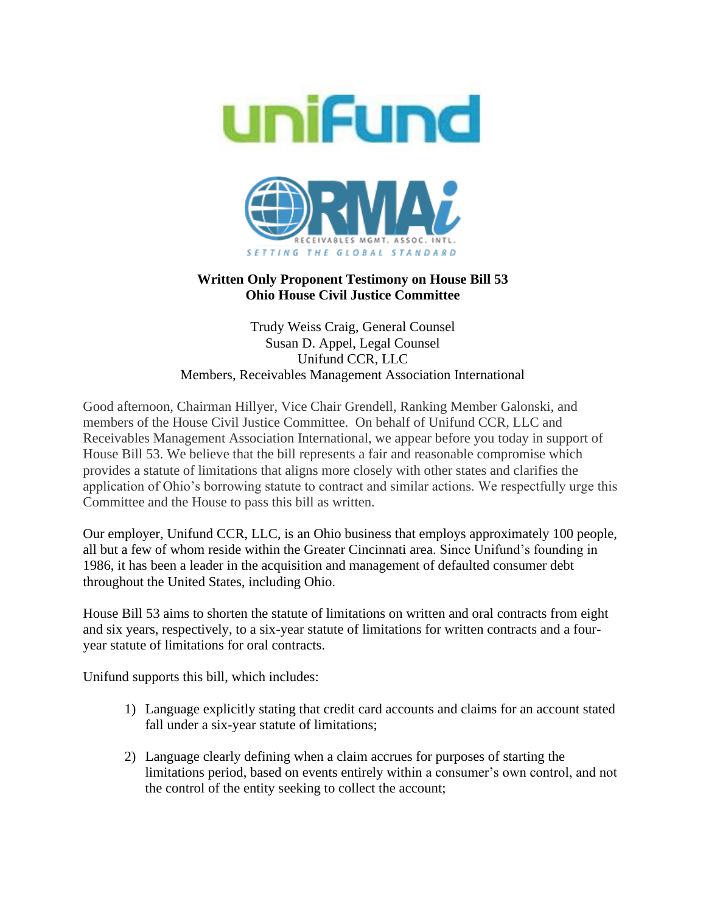**Written Only Proponent Testimony on House Bill 53**
**Ohio House Civil Justice Committee**

Trudy Weiss Craig, General Counsel
Susan D. Appel, Legal Counsel
Unifund CCR, LLC
Members, Receivables Management Association International

Good afternoon, Chairman Hillyer, Vice Chair Grendell, Ranking Member Galonski, and members of the House Civil Justice Committee. On behalf of Unifund CCR, LLC and Receivables Management Association International, we appear before you today in support of House Bill 53. We believe that the bill represents a fair and reasonable compromise which provides a statute of limitations that aligns more closely with other states and clarifies the application of Ohio's borrowing statute to contract and similar actions. We respectfully urge this Committee and the House to pass this bill as written.

Our employer, Unifund CCR, LLC, is an Ohio business that employs approximately 100 people, all but a few of whom reside within the Greater Cincinnati area. Since Unifund's founding in 1986, it has been a leader in the acquisition and management of defaulted consumer debt throughout the United States, including Ohio.

House Bill 53 aims to shorten the statute of limitations on written and oral contracts from eight and six years, respectively, to a six-year statute of limitations for written contracts and a four-year statute of limitations for oral contracts.

Unifund supports this bill, which includes:

1) Language explicitly stating that credit card accounts and claims for an account stated fall under a six-year statute of limitations;

2) Language clearly defining when a claim accrues for purposes of starting the limitations period, based on events entirely within a consumer's own control, and not the control of the entity seeking to collect the account;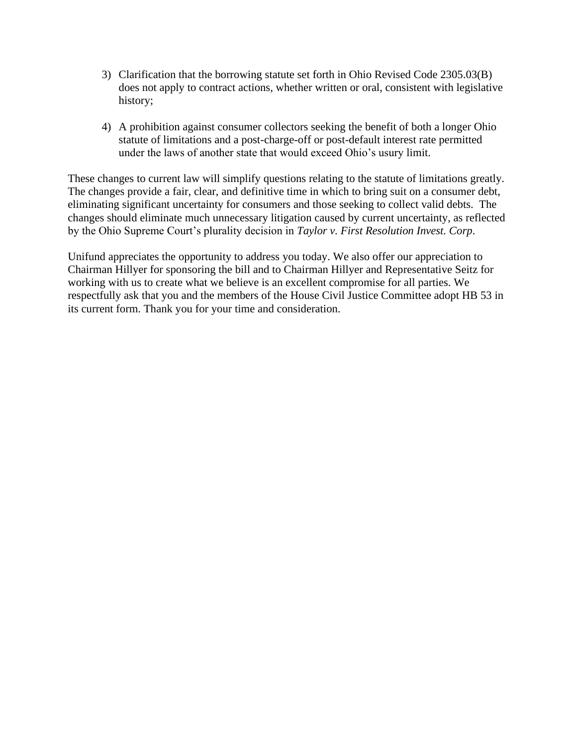3) Clarification that the borrowing statute set forth in Ohio Revised Code 2305.03(B) does not apply to contract actions, whether written or oral, consistent with legislative history;

4) A prohibition against consumer collectors seeking the benefit of both a longer Ohio statute of limitations and a post-charge-off or post-default interest rate permitted under the laws of another state that would exceed Ohio's usury limit.

These changes to current law will simplify questions relating to the statute of limitations greatly. The changes provide a fair, clear, and definitive time in which to bring suit on a consumer debt, eliminating significant uncertainty for consumers and those seeking to collect valid debts. The changes should eliminate much unnecessary litigation caused by current uncertainty, as reflected by the Ohio Supreme Court's plurality decision in *Taylor v. First Resolution Invest. Corp*.

Unifund appreciates the opportunity to address you today. We also offer our appreciation to Chairman Hillyer for sponsoring the bill and to Chairman Hillyer and Representative Seitz for working with us to create what we believe is an excellent compromise for all parties. We respectfully ask that you and the members of the House Civil Justice Committee adopt HB 53 in its current form. Thank you for your time and consideration.